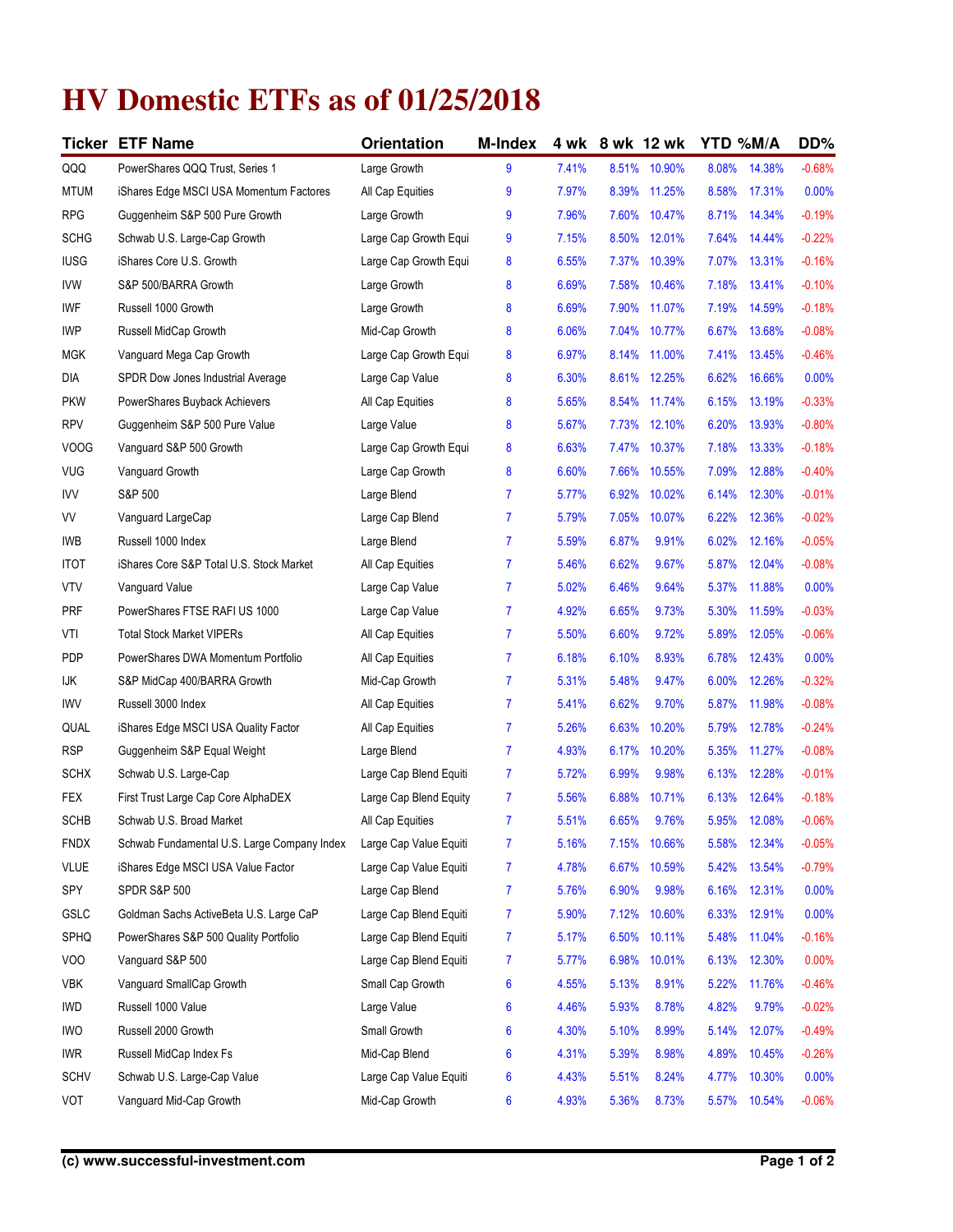# HV Domestic ETFs as of 01/25/2018

| Ticker | ETF Name | Orientation | M-Index | 4 wk | 8 wk | 12 wk | YTD | %M/A | DD% |
|---|---|---|---|---|---|---|---|---|---|
| QQQ | PowerShares QQQ Trust, Series 1 | Large Growth | 9 | 7.41% | 8.51% | 10.90% | 8.08% | 14.38% | -0.68% |
| MTUM | iShares Edge MSCI USA Momentum Factores | All Cap Equities | 9 | 7.97% | 8.39% | 11.25% | 8.58% | 17.31% | 0.00% |
| RPG | Guggenheim S&P 500 Pure Growth | Large Growth | 9 | 7.96% | 7.60% | 10.47% | 8.71% | 14.34% | -0.19% |
| SCHG | Schwab U.S. Large-Cap Growth | Large Cap Growth Equi | 9 | 7.15% | 8.50% | 12.01% | 7.64% | 14.44% | -0.22% |
| IUSG | iShares Core U.S. Growth | Large Cap Growth Equi | 8 | 6.55% | 7.37% | 10.39% | 7.07% | 13.31% | -0.16% |
| IVW | S&P 500/BARRA Growth | Large Growth | 8 | 6.69% | 7.58% | 10.46% | 7.18% | 13.41% | -0.10% |
| IWF | Russell 1000 Growth | Large Growth | 8 | 6.69% | 7.90% | 11.07% | 7.19% | 14.59% | -0.18% |
| IWP | Russell MidCap Growth | Mid-Cap Growth | 8 | 6.06% | 7.04% | 10.77% | 6.67% | 13.68% | -0.08% |
| MGK | Vanguard Mega Cap Growth | Large Cap Growth Equi | 8 | 6.97% | 8.14% | 11.00% | 7.41% | 13.45% | -0.46% |
| DIA | SPDR Dow Jones Industrial Average | Large Cap Value | 8 | 6.30% | 8.61% | 12.25% | 6.62% | 16.66% | 0.00% |
| PKW | PowerShares Buyback Achievers | All Cap Equities | 8 | 5.65% | 8.54% | 11.74% | 6.15% | 13.19% | -0.33% |
| RPV | Guggenheim S&P 500 Pure Value | Large Value | 8 | 5.67% | 7.73% | 12.10% | 6.20% | 13.93% | -0.80% |
| VOOG | Vanguard S&P 500 Growth | Large Cap Growth Equi | 8 | 6.63% | 7.47% | 10.37% | 7.18% | 13.33% | -0.18% |
| VUG | Vanguard Growth | Large Cap Growth | 8 | 6.60% | 7.66% | 10.55% | 7.09% | 12.88% | -0.40% |
| IVV | S&P 500 | Large Blend | 7 | 5.77% | 6.92% | 10.02% | 6.14% | 12.30% | -0.01% |
| VV | Vanguard LargeCap | Large Cap Blend | 7 | 5.79% | 7.05% | 10.07% | 6.22% | 12.36% | -0.02% |
| IWB | Russell 1000 Index | Large Blend | 7 | 5.59% | 6.87% | 9.91% | 6.02% | 12.16% | -0.05% |
| ITOT | iShares Core S&P Total U.S. Stock Market | All Cap Equities | 7 | 5.46% | 6.62% | 9.67% | 5.87% | 12.04% | -0.08% |
| VTV | Vanguard Value | Large Cap Value | 7 | 5.02% | 6.46% | 9.64% | 5.37% | 11.88% | 0.00% |
| PRF | PowerShares FTSE RAFI US 1000 | Large Cap Value | 7 | 4.92% | 6.65% | 9.73% | 5.30% | 11.59% | -0.03% |
| VTI | Total Stock Market VIPERs | All Cap Equities | 7 | 5.50% | 6.60% | 9.72% | 5.89% | 12.05% | -0.06% |
| PDP | PowerShares DWA Momentum Portfolio | All Cap Equities | 7 | 6.18% | 6.10% | 8.93% | 6.78% | 12.43% | 0.00% |
| IJK | S&P MidCap 400/BARRA Growth | Mid-Cap Growth | 7 | 5.31% | 5.48% | 9.47% | 6.00% | 12.26% | -0.32% |
| IWV | Russell 3000 Index | All Cap Equities | 7 | 5.41% | 6.62% | 9.70% | 5.87% | 11.98% | -0.08% |
| QUAL | iShares Edge MSCI USA Quality Factor | All Cap Equities | 7 | 5.26% | 6.63% | 10.20% | 5.79% | 12.78% | -0.24% |
| RSP | Guggenheim S&P Equal Weight | Large Blend | 7 | 4.93% | 6.17% | 10.20% | 5.35% | 11.27% | -0.08% |
| SCHX | Schwab U.S. Large-Cap | Large Cap Blend Equiti | 7 | 5.72% | 6.99% | 9.98% | 6.13% | 12.28% | -0.01% |
| FEX | First Trust Large Cap Core AlphaDEX | Large Cap Blend Equity | 7 | 5.56% | 6.88% | 10.71% | 6.13% | 12.64% | -0.18% |
| SCHB | Schwab U.S. Broad Market | All Cap Equities | 7 | 5.51% | 6.65% | 9.76% | 5.95% | 12.08% | -0.06% |
| FNDX | Schwab Fundamental U.S. Large Company Index | Large Cap Value Equiti | 7 | 5.16% | 7.15% | 10.66% | 5.58% | 12.34% | -0.05% |
| VLUE | iShares Edge MSCI USA Value Factor | Large Cap Value Equiti | 7 | 4.78% | 6.67% | 10.59% | 5.42% | 13.54% | -0.79% |
| SPY | SPDR S&P 500 | Large Cap Blend | 7 | 5.76% | 6.90% | 9.98% | 6.16% | 12.31% | 0.00% |
| GSLC | Goldman Sachs ActiveBeta U.S. Large CaP | Large Cap Blend Equiti | 7 | 5.90% | 7.12% | 10.60% | 6.33% | 12.91% | 0.00% |
| SPHQ | PowerShares S&P 500 Quality Portfolio | Large Cap Blend Equiti | 7 | 5.17% | 6.50% | 10.11% | 5.48% | 11.04% | -0.16% |
| VOO | Vanguard S&P 500 | Large Cap Blend Equiti | 7 | 5.77% | 6.98% | 10.01% | 6.13% | 12.30% | 0.00% |
| VBK | Vanguard SmallCap Growth | Small Cap Growth | 6 | 4.55% | 5.13% | 8.91% | 5.22% | 11.76% | -0.46% |
| IWD | Russell 1000 Value | Large Value | 6 | 4.46% | 5.93% | 8.78% | 4.82% | 9.79% | -0.02% |
| IWO | Russell 2000 Growth | Small Growth | 6 | 4.30% | 5.10% | 8.99% | 5.14% | 12.07% | -0.49% |
| IWR | Russell MidCap Index Fs | Mid-Cap Blend | 6 | 4.31% | 5.39% | 8.98% | 4.89% | 10.45% | -0.26% |
| SCHV | Schwab U.S. Large-Cap Value | Large Cap Value Equiti | 6 | 4.43% | 5.51% | 8.24% | 4.77% | 10.30% | 0.00% |
| VOT | Vanguard Mid-Cap Growth | Mid-Cap Growth | 6 | 4.93% | 5.36% | 8.73% | 5.57% | 10.54% | -0.06% |

**(c) www.successful-investment.com**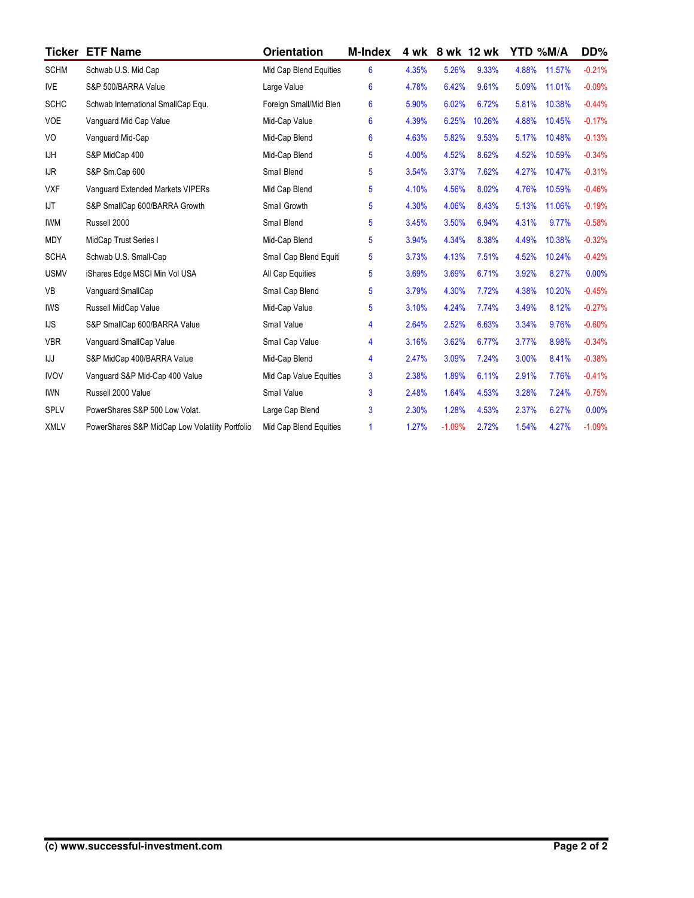| Ticker | ETF Name | Orientation | M-Index | 4 wk | 8 wk | 12 wk | YTD | %M/A | DD% |
|---|---|---|---|---|---|---|---|---|---|
| SCHM | Schwab U.S. Mid Cap | Mid Cap Blend Equities | 6 | 4.35% | 5.26% | 9.33% | 4.88% | 11.57% | -0.21% |
| IVE | S&P 500/BARRA Value | Large Value | 6 | 4.78% | 6.42% | 9.61% | 5.09% | 11.01% | -0.09% |
| SCHC | Schwab International SmallCap Equ. | Foreign Small/Mid Blen | 6 | 5.90% | 6.02% | 6.72% | 5.81% | 10.38% | -0.44% |
| VOE | Vanguard Mid Cap Value | Mid-Cap Value | 6 | 4.39% | 6.25% | 10.26% | 4.88% | 10.45% | -0.17% |
| VO | Vanguard Mid-Cap | Mid-Cap Blend | 6 | 4.63% | 5.82% | 9.53% | 5.17% | 10.48% | -0.13% |
| IJH | S&P MidCap 400 | Mid-Cap Blend | 5 | 4.00% | 4.52% | 8.62% | 4.52% | 10.59% | -0.34% |
| IJR | S&P Sm.Cap 600 | Small Blend | 5 | 3.54% | 3.37% | 7.62% | 4.27% | 10.47% | -0.31% |
| VXF | Vanguard Extended Markets VIPERs | Mid Cap Blend | 5 | 4.10% | 4.56% | 8.02% | 4.76% | 10.59% | -0.46% |
| IJT | S&P SmallCap 600/BARRA Growth | Small Growth | 5 | 4.30% | 4.06% | 8.43% | 5.13% | 11.06% | -0.19% |
| IWM | Russell 2000 | Small Blend | 5 | 3.45% | 3.50% | 6.94% | 4.31% | 9.77% | -0.58% |
| MDY | MidCap Trust Series I | Mid-Cap Blend | 5 | 3.94% | 4.34% | 8.38% | 4.49% | 10.38% | -0.32% |
| SCHA | Schwab U.S. Small-Cap | Small Cap Blend Equiti | 5 | 3.73% | 4.13% | 7.51% | 4.52% | 10.24% | -0.42% |
| USMV | iShares Edge MSCI Min Vol USA | All Cap Equities | 5 | 3.69% | 3.69% | 6.71% | 3.92% | 8.27% | 0.00% |
| VB | Vanguard SmallCap | Small Cap Blend | 5 | 3.79% | 4.30% | 7.72% | 4.38% | 10.20% | -0.45% |
| IWS | Russell MidCap Value | Mid-Cap Value | 5 | 3.10% | 4.24% | 7.74% | 3.49% | 8.12% | -0.27% |
| IJS | S&P SmallCap 600/BARRA Value | Small Value | 4 | 2.64% | 2.52% | 6.63% | 3.34% | 9.76% | -0.60% |
| VBR | Vanguard SmallCap Value | Small Cap Value | 4 | 3.16% | 3.62% | 6.77% | 3.77% | 8.98% | -0.34% |
| IJJ | S&P MidCap 400/BARRA Value | Mid-Cap Blend | 4 | 2.47% | 3.09% | 7.24% | 3.00% | 8.41% | -0.38% |
| IVOV | Vanguard S&P Mid-Cap 400 Value | Mid Cap Value Equities | 3 | 2.38% | 1.89% | 6.11% | 2.91% | 7.76% | -0.41% |
| IWN | Russell 2000 Value | Small Value | 3 | 2.48% | 1.64% | 4.53% | 3.28% | 7.24% | -0.75% |
| SPLV | PowerShares S&P 500 Low Volat. | Large Cap Blend | 3 | 2.30% | 1.28% | 4.53% | 2.37% | 6.27% | 0.00% |
| XMLV | PowerShares S&P MidCap Low Volatility Portfolio | Mid Cap Blend Equities | 1 | 1.27% | -1.09% | 2.72% | 1.54% | 4.27% | -1.09% |

(c) www.successful-investment.com